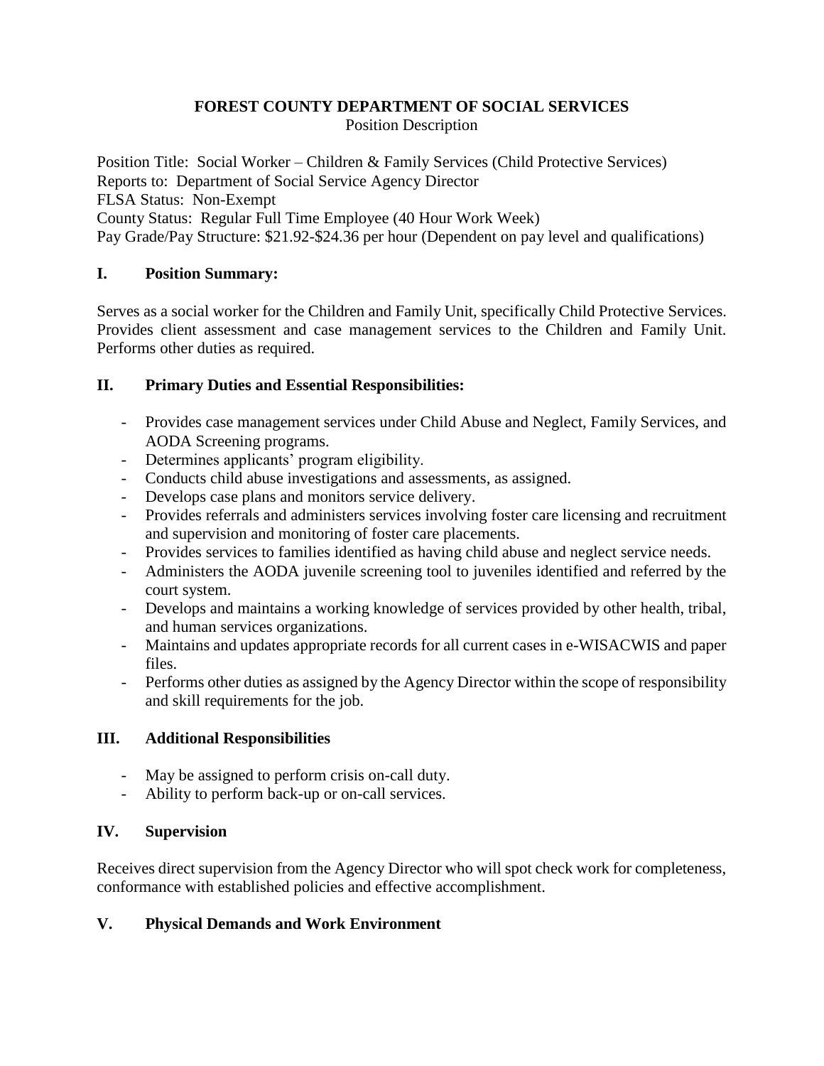# FOREST COUNTY DEPARTMENT OF SOCIAL SERVICES

Position Description

Position Title: Social Worker – Children & Family Services (Child Protective Services)
Reports to: Department of Social Service Agency Director
FLSA Status: Non-Exempt
County Status: Regular Full Time Employee (40 Hour Work Week)
Pay Grade/Pay Structure: $21.92-$24.36 per hour (Dependent on pay level and qualifications)

## I. Position Summary:

Serves as a social worker for the Children and Family Unit, specifically Child Protective Services. Provides client assessment and case management services to the Children and Family Unit. Performs other duties as required.

## II. Primary Duties and Essential Responsibilities:

- Provides case management services under Child Abuse and Neglect, Family Services, and AODA Screening programs.
- Determines applicants' program eligibility.
- Conducts child abuse investigations and assessments, as assigned.
- Develops case plans and monitors service delivery.
- Provides referrals and administers services involving foster care licensing and recruitment and supervision and monitoring of foster care placements.
- Provides services to families identified as having child abuse and neglect service needs.
- Administers the AODA juvenile screening tool to juveniles identified and referred by the court system.
- Develops and maintains a working knowledge of services provided by other health, tribal, and human services organizations.
- Maintains and updates appropriate records for all current cases in e-WISACWIS and paper files.
- Performs other duties as assigned by the Agency Director within the scope of responsibility and skill requirements for the job.

## III. Additional Responsibilities

- May be assigned to perform crisis on-call duty.
- Ability to perform back-up or on-call services.

## IV. Supervision

Receives direct supervision from the Agency Director who will spot check work for completeness, conformance with established policies and effective accomplishment.

## V. Physical Demands and Work Environment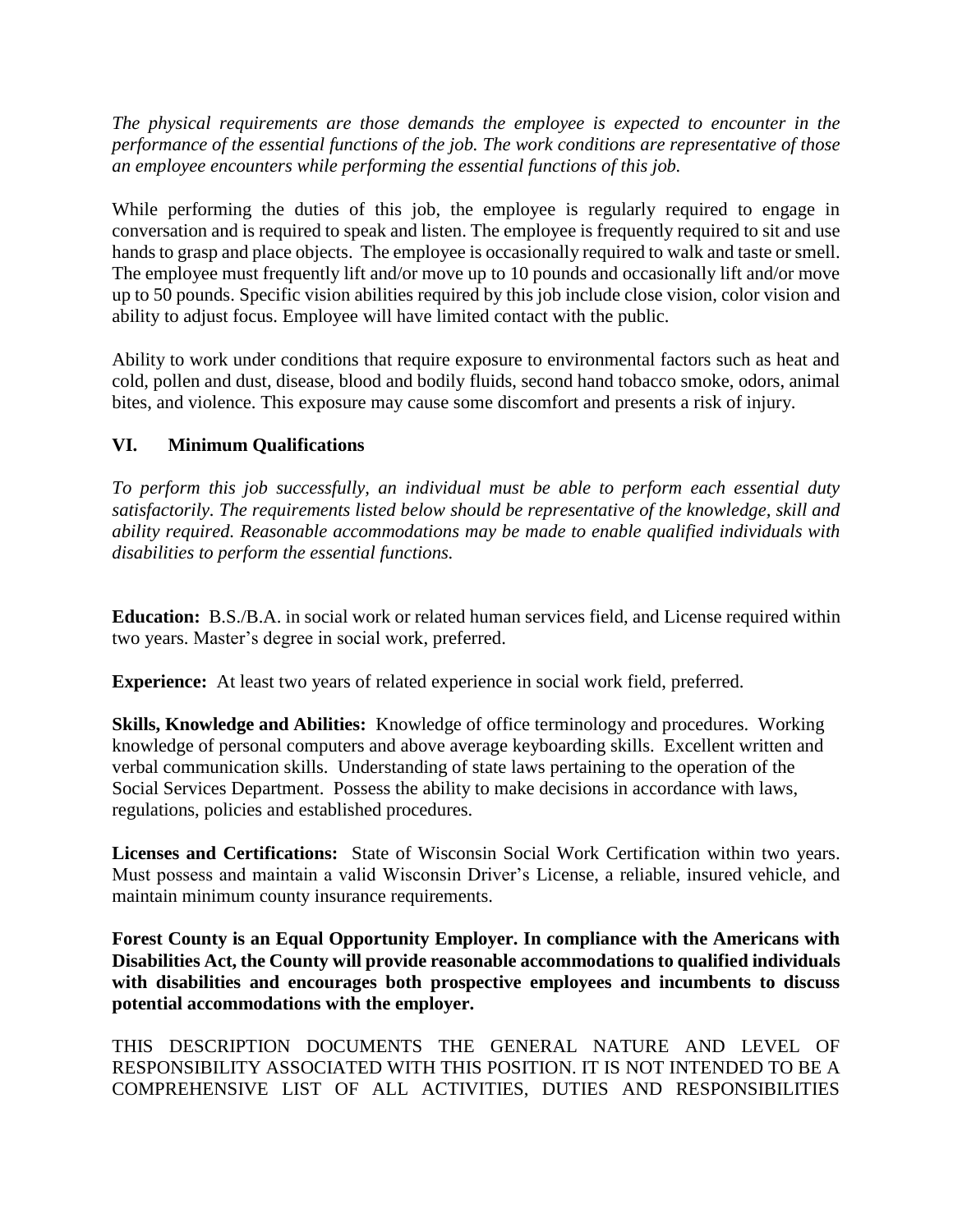*The physical requirements are those demands the employee is expected to encounter in the performance of the essential functions of the job. The work conditions are representative of those an employee encounters while performing the essential functions of this job.*

While performing the duties of this job, the employee is regularly required to engage in conversation and is required to speak and listen. The employee is frequently required to sit and use hands to grasp and place objects. The employee is occasionally required to walk and taste or smell. The employee must frequently lift and/or move up to 10 pounds and occasionally lift and/or move up to 50 pounds. Specific vision abilities required by this job include close vision, color vision and ability to adjust focus. Employee will have limited contact with the public.

Ability to work under conditions that require exposure to environmental factors such as heat and cold, pollen and dust, disease, blood and bodily fluids, second hand tobacco smoke, odors, animal bites, and violence. This exposure may cause some discomfort and presents a risk of injury.

## VI. Minimum Qualifications

*To perform this job successfully, an individual must be able to perform each essential duty satisfactorily. The requirements listed below should be representative of the knowledge, skill and ability required. Reasonable accommodations may be made to enable qualified individuals with disabilities to perform the essential functions.*

**Education:** B.S./B.A. in social work or related human services field, and License required within two years. Master's degree in social work, preferred.

**Experience:** At least two years of related experience in social work field, preferred.

**Skills, Knowledge and Abilities:** Knowledge of office terminology and procedures. Working knowledge of personal computers and above average keyboarding skills. Excellent written and verbal communication skills. Understanding of state laws pertaining to the operation of the Social Services Department. Possess the ability to make decisions in accordance with laws, regulations, policies and established procedures.

**Licenses and Certifications:** State of Wisconsin Social Work Certification within two years. Must possess and maintain a valid Wisconsin Driver's License, a reliable, insured vehicle, and maintain minimum county insurance requirements.

**Forest County is an Equal Opportunity Employer. In compliance with the Americans with Disabilities Act, the County will provide reasonable accommodations to qualified individuals with disabilities and encourages both prospective employees and incumbents to discuss potential accommodations with the employer.**

THIS DESCRIPTION DOCUMENTS THE GENERAL NATURE AND LEVEL OF RESPONSIBILITY ASSOCIATED WITH THIS POSITION. IT IS NOT INTENDED TO BE A COMPREHENSIVE LIST OF ALL ACTIVITIES, DUTIES AND RESPONSIBILITIES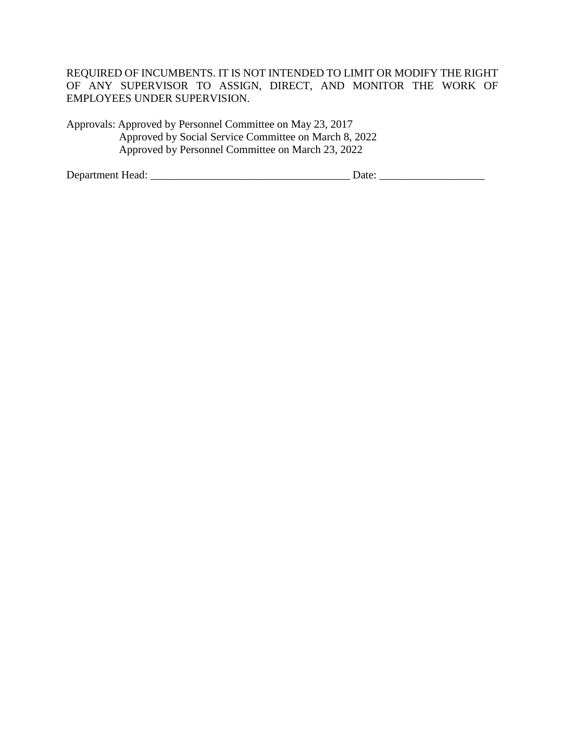REQUIRED OF INCUMBENTS. IT IS NOT INTENDED TO LIMIT OR MODIFY THE RIGHT OF ANY SUPERVISOR TO ASSIGN, DIRECT, AND MONITOR THE WORK OF EMPLOYEES UNDER SUPERVISION.

Approvals: Approved by Personnel Committee on May 23, 2017
Approved by Social Service Committee on March 8, 2022
Approved by Personnel Committee on March 23, 2022

Department Head: ____________________________________ Date: ___________________